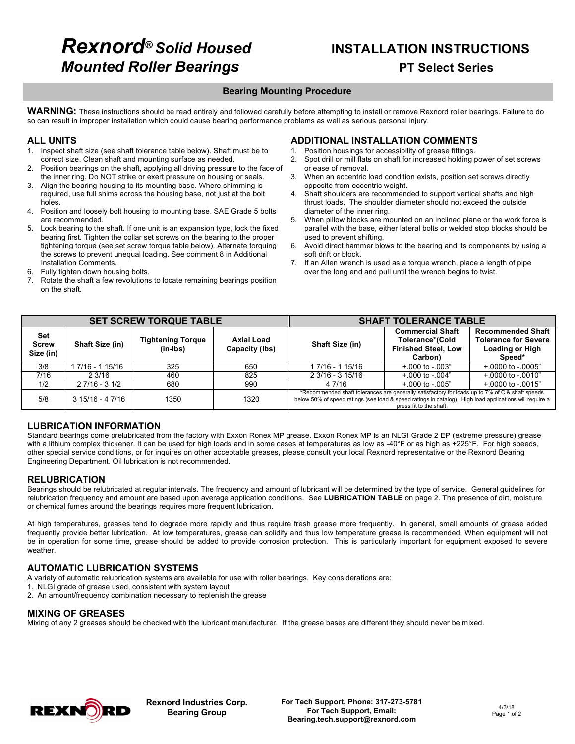# *Rexnord® Solid Housed Mounted Roller Bearings*

# INSTALLATION INSTRUCTIONS

## PT Select Series

## Bearing Mounting Procedure

**WARNING:** These instructions should be read entirely and followed carefully before attempting to install or remove Rexnord roller bearings. Failure to do so can result in improper installation which could cause bearing performance problems as well as serious personal injury.

### ALL UNITS

1. Inspect shaft size (see shaft tolerance table below). Shaft must be to correct size. Clean shaft and mounting surface as needed.
2. Position bearings on the shaft, applying all driving pressure to the face of the inner ring. Do NOT strike or exert pressure on housing or seals.
3. Align the bearing housing to its mounting base. Where shimming is required, use full shims across the housing base, not just at the bolt holes.
4. Position and loosely bolt housing to mounting base. SAE Grade 5 bolts are recommended.
5. Lock bearing to the shaft. If one unit is an expansion type, lock the fixed bearing first. Tighten the collar set screws on the bearing to the proper tightening torque (see set screw torque table below). Alternate torquing the screws to prevent unequal loading. See comment 8 in Additional Installation Comments.
6. Fully tighten down housing bolts.
7. Rotate the shaft a few revolutions to locate remaining bearings position on the shaft.

### ADDITIONAL INSTALLATION COMMENTS

1. Position housings for accessibility of grease fittings.
2. Spot drill or mill flats on shaft for increased holding power of set screws or ease of removal.
3. When an eccentric load condition exists, position set screws directly opposite from eccentric weight.
4. Shaft shoulders are recommended to support vertical shafts and high thrust loads. The shoulder diameter should not exceed the outside diameter of the inner ring.
5. When pillow blocks are mounted on an inclined plane or the work force is parallel with the base, either lateral bolts or welded stop blocks should be used to prevent shifting.
6. Avoid direct hammer blows to the bearing and its components by using a soft drift or block.
7. If an Allen wrench is used as a torque wrench, place a length of pipe over the long end and pull until the wrench begins to twist.

| SET SCREW TORQUE TABLE | | | |
|---|---|---|---|
| Set Screw Size (in) | Shaft Size (in) | Tightening Torque (in-lbs) | Axial Load Capacity (lbs) |
| 3/8 | 1 7/16 - 1 15/16 | 325 | 650 |
| 7/16 | 2 3/16 | 460 | 825 |
| 1/2 | 2 7/16 - 3 1/2 | 680 | 990 |
| 5/8 | 3 15/16 - 4 7/16 | 1350 | 1320 |

| SHAFT TOLERANCE TABLE | | |
|---|---|---|
| Shaft Size (in) | Commercial Shaft Tolerance*(Cold Finished Steel, Low Carbon) | Recommended Shaft Tolerance for Severe Loading or High Speed* |
| 1 7/16 - 1 15/16 | +.000 to -.003" | +.0000 to -.0005" |
| 2 3/16 - 3 15/16 | +.000 to -.004" | +.0000 to -.0010" |
| 4 7/16 | +.000 to -.005" | +.0000 to -.0015" |

*Recommended shaft tolerances are generally satisfactory for loads up to 7% of C & shaft speeds below 50% of speed ratings (see load & speed ratings in catalog). High load applications will require a press fit to the shaft.

### LUBRICATION INFORMATION

Standard bearings come prelubricated from the factory with Exxon Ronex MP grease. Exxon Ronex MP is an NLGI Grade 2 EP (extreme pressure) grease with a lithium complex thickener. It can be used for high loads and in some cases at temperatures as low as -40°F or as high as +225°F. For high speeds, other special service conditions, or for inquires on other acceptable greases, please consult your local Rexnord representative or the Rexnord Bearing Engineering Department. Oil lubrication is not recommended.

### RELUBRICATION

Bearings should be relubricated at regular intervals. The frequency and amount of lubricant will be determined by the type of service. General guidelines for relubrication frequency and amount are based upon average application conditions. See **LUBRICATION TABLE** on page 2. The presence of dirt, moisture or chemical fumes around the bearings requires more frequent lubrication.

At high temperatures, greases tend to degrade more rapidly and thus require fresh grease more frequently. In general, small amounts of grease added frequently provide better lubrication. At low temperatures, grease can solidify and thus low temperature grease is recommended. When equipment will not be in operation for some time, grease should be added to provide corrosion protection. This is particularly important for equipment exposed to severe weather.

### AUTOMATIC LUBRICATION SYSTEMS

A variety of automatic relubrication systems are available for use with roller bearings. Key considerations are:

1. NLGI grade of grease used, consistent with system layout
2. An amount/frequency combination necessary to replenish the grease

### MIXING OF GREASES

Mixing of any 2 greases should be checked with the lubricant manufacturer. If the grease bases are different they should never be mixed.

**Rexnord Industries Corp.**
**Bearing Group**

**For Tech Support, Phone: 317-273-5781**
**For Tech Support, Email:**
**Bearing.tech.support@rexnord.com**

4/3/18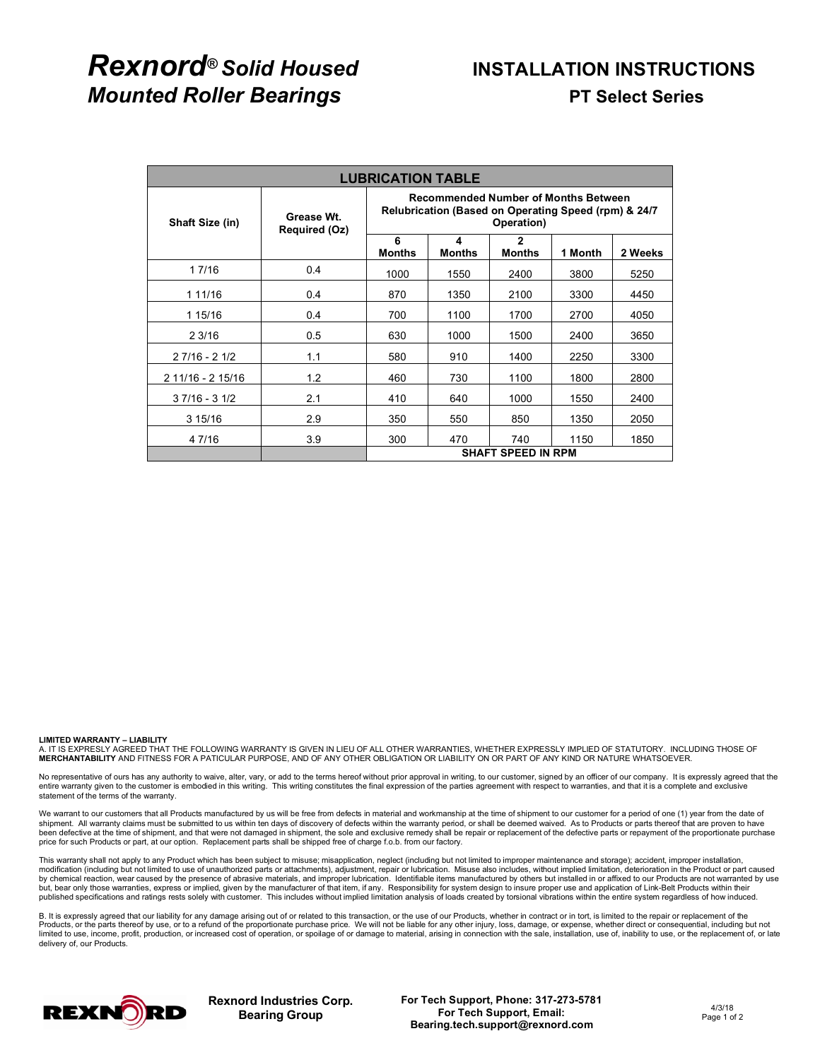# *Rexnord® Solid Housed Mounted Roller Bearings*

## INSTALLATION INSTRUCTIONS

### PT Select Series

| LUBRICATION TABLE | | | | | | |
|---|---|---|---|---|---|---|
| Shaft Size (in) | Grease Wt. Required (Oz) | Recommended Number of Months Between Relubrication (Based on Operating Speed (rpm) & 24/7 Operation) | | | | |
| | | 6 Months | 4 Months | 2 Months | 1 Month | 2 Weeks |
| 1 7/16 | 0.4 | 1000 | 1550 | 2400 | 3800 | 5250 |
| 1 11/16 | 0.4 | 870 | 1350 | 2100 | 3300 | 4450 |
| 1 15/16 | 0.4 | 700 | 1100 | 1700 | 2700 | 4050 |
| 2 3/16 | 0.5 | 630 | 1000 | 1500 | 2400 | 3650 |
| 2 7/16 - 2 1/2 | 1.1 | 580 | 910 | 1400 | 2250 | 3300 |
| 2 11/16 - 2 15/16 | 1.2 | 460 | 730 | 1100 | 1800 | 2800 |
| 3 7/16 - 3 1/2 | 2.1 | 410 | 640 | 1000 | 1550 | 2400 |
| 3 15/16 | 2.9 | 350 | 550 | 850 | 1350 | 2050 |
| 4 7/16 | 3.9 | 300 | 470 | 740 | 1150 | 1850 |
| | | SHAFT SPEED IN RPM | | | | |

**LIMITED WARRANTY – LIABILITY**

A. IT IS EXPRESLY AGREED THAT THE FOLLOWING WARRANTY IS GIVEN IN LIEU OF ALL OTHER WARRANTIES, WHETHER EXPRESSLY IMPLIED OF STATUTORY. INCLUDING THOSE OF **MERCHANTABILITY** AND FITNESS FOR A PATICULAR PURPOSE, AND OF ANY OTHER OBLIGATION OR LIABILITY ON OR PART OF ANY KIND OR NATURE WHATSOEVER.

No representative of ours has any authority to waive, alter, vary, or add to the terms hereof without prior approval in writing, to our customer, signed by an officer of our company. It is expressly agreed that the entire warranty given to the customer is embodied in this writing. This writing constitutes the final expression of the parties agreement with respect to warranties, and that it is a complete and exclusive statement of the terms of the warranty.

We warrant to our customers that all Products manufactured by us will be free from defects in material and workmanship at the time of shipment to our customer for a period of one (1) year from the date of shipment. All warranty claims must be submitted to us within ten days of discovery of defects within the warranty period, or shall be deemed waived. As to Products or parts thereof that are proven to have been defective at the time of shipment, and that were not damaged in shipment, the sole and exclusive remedy shall be repair or replacement of the defective parts or repayment of the proportionate purchase price for such Products or part, at our option. Replacement parts shall be shipped free of charge f.o.b. from our factory.

This warranty shall not apply to any Product which has been subject to misuse; misapplication, neglect (including but not limited to improper maintenance and storage); accident, improper installation, modification (including but not limited to use of unauthorized parts or attachments), adjustment, repair or lubrication. Misuse also includes, without implied limitation, deterioration in the Product or part caused by chemical reaction, wear caused by the presence of abrasive materials, and improper lubrication. Identifiable items manufactured by others but installed in or affixed to our Products are not warranted by us but, bear only those warranties, express or implied, given by the manufacturer of that item, if any. Responsibility for system design to insure proper use and application of Link-Belt Products within their published specifications and ratings rests solely with customer. This includes without implied limitation analysis of loads created by torsional vibrations within the entire system regardless of how induced.

B. It is expressly agreed that our liability for any damage arising out of or related to this transaction, or the use of our Products, whether in contract or in tort, is limited to the repair or replacement of the Products, or the parts thereof by use, or to a refund of the proportionate purchase price. We will not be liable for any other injury, loss, damage, or expense, whether direct or consequential, including but not limited to use, income, profit, production, or increased cost of operation, or spoilage of or damage to material, arising in connection with the sale, installation, use of, inability to use, or the replacement of, or late delivery of, our Products.

**Rexnord Industries Corp.**
**Bearing Group**

**For Tech Support, Phone: 317-273-5781**
**For Tech Support, Email:**
**Bearing.tech.support@rexnord.com**

4/3/18